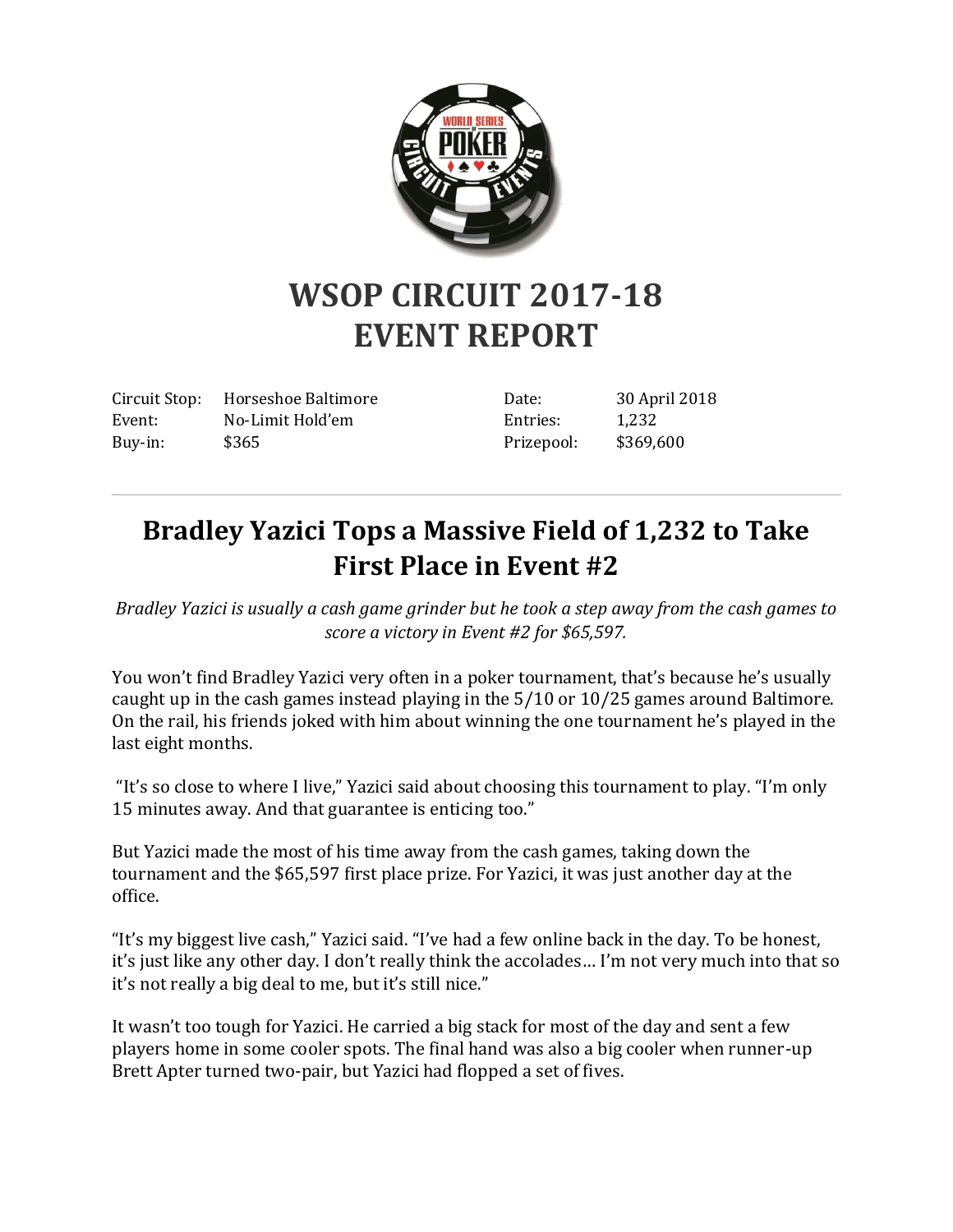# WSOP CIRCUIT 2017-18
# EVENT REPORT

| | | | |
|---|---|---|---|
| Circuit Stop: | Horseshoe Baltimore | Date: | 30 April 2018 |
| Event: | No-Limit Hold'em | Entries: | 1,232 |
| Buy-in: | $365 | Prizepool: | $369,600 |

---

## Bradley Yazici Tops a Massive Field of 1,232 to Take First Place in Event #2

*Bradley Yazici is usually a cash game grinder but he took a step away from the cash games to score a victory in Event #2 for $65,597.*

You won't find Bradley Yazici very often in a poker tournament, that's because he's usually caught up in the cash games instead playing in the 5/10 or 10/25 games around Baltimore. On the rail, his friends joked with him about winning the one tournament he's played in the last eight months.

"It's so close to where I live," Yazici said about choosing this tournament to play. "I'm only 15 minutes away. And that guarantee is enticing too."

But Yazici made the most of his time away from the cash games, taking down the tournament and the $65,597 first place prize. For Yazici, it was just another day at the office.

"It's my biggest live cash," Yazici said. "I've had a few online back in the day. To be honest, it's just like any other day. I don't really think the accolades… I'm not very much into that so it's not really a big deal to me, but it's still nice."

It wasn't too tough for Yazici. He carried a big stack for most of the day and sent a few players home in some cooler spots. The final hand was also a big cooler when runner-up Brett Apter turned two-pair, but Yazici had flopped a set of fives.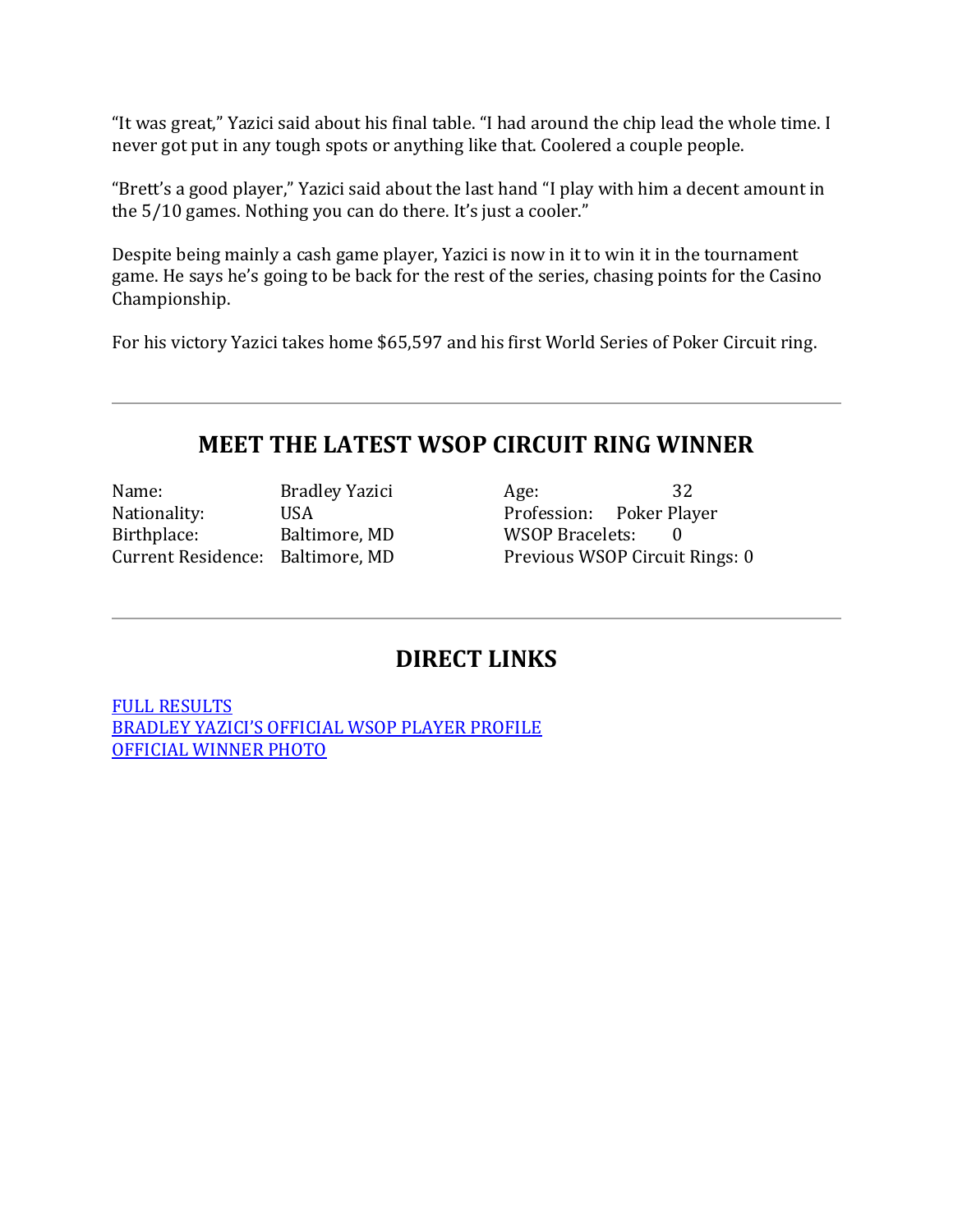"It was great," Yazici said about his final table. "I had around the chip lead the whole time. I never got put in any tough spots or anything like that. Coolered a couple people.

"Brett's a good player," Yazici said about the last hand "I play with him a decent amount in the 5/10 games. Nothing you can do there. It's just a cooler."

Despite being mainly a cash game player, Yazici is now in it to win it in the tournament game. He says he's going to be back for the rest of the series, chasing points for the Casino Championship.

For his victory Yazici takes home $65,597 and his first World Series of Poker Circuit ring.

---

## MEET THE LATEST WSOP CIRCUIT RING WINNER

| | | | |
|---|---|---|---|
| Name: | Bradley Yazici | Age: | 32 |
| Nationality: | USA | Profession: | Poker Player |
| Birthplace: | Baltimore, MD | WSOP Bracelets: | 0 |
| Current Residence: | Baltimore, MD | Previous WSOP Circuit Rings: | 0 |

---

## DIRECT LINKS

FULL RESULTS
BRADLEY YAZICI'S OFFICIAL WSOP PLAYER PROFILE
OFFICIAL WINNER PHOTO